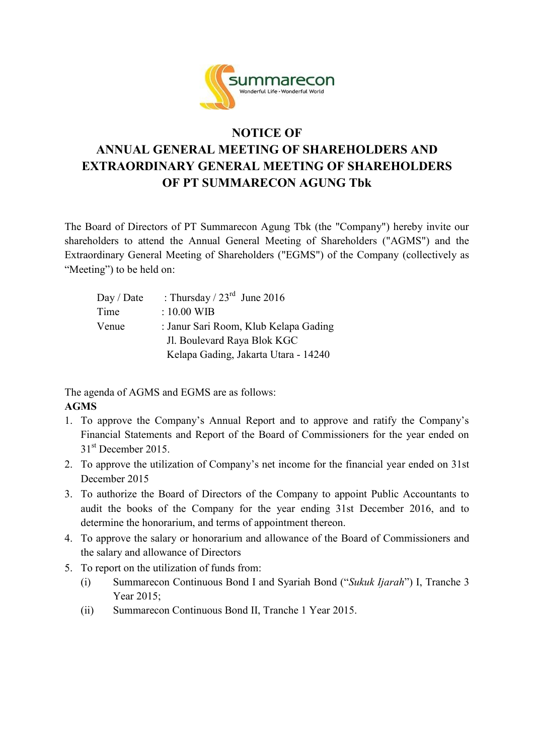# NOTICE OF ANNUAL GENERAL MEETING OF SHAREHOLDERS AND EXTRAORDINARY GENERAL MEETING OF SHAREHOLDERS OF PT SUMMARECON AGUNG Tbk

The Board of Directors of PT Summarecon Agung Tbk (the "Company") hereby invite our shareholders to attend the Annual General Meeting of Shareholders ("AGMS") and the Extraordinary General Meeting of Shareholders ("EGMS") of the Company (collectively as "Meeting") to be held on:

| | |
|---|---|
| Day / Date | : Thursday / 23rd June 2016 |
| Time | : 10.00 WIB |
| Venue | : Janur Sari Room, Klub Kelapa Gading<br>Jl. Boulevard Raya Blok KGC<br>Kelapa Gading, Jakarta Utara - 14240 |

The agenda of AGMS and EGMS are as follows:

**AGMS**

1. To approve the Company's Annual Report and to approve and ratify the Company's Financial Statements and Report of the Board of Commissioners for the year ended on 31st December 2015.
2. To approve the utilization of Company's net income for the financial year ended on 31st December 2015
3. To authorize the Board of Directors of the Company to appoint Public Accountants to audit the books of the Company for the year ending 31st December 2016, and to determine the honorarium, and terms of appointment thereon.
4. To approve the salary or honorarium and allowance of the Board of Commissioners and the salary and allowance of Directors
5. To report on the utilization of funds from:
   (i) Summarecon Continuous Bond I and Syariah Bond ("*Sukuk Ijarah*") I, Tranche 3 Year 2015;
   (ii) Summarecon Continuous Bond II, Tranche 1 Year 2015.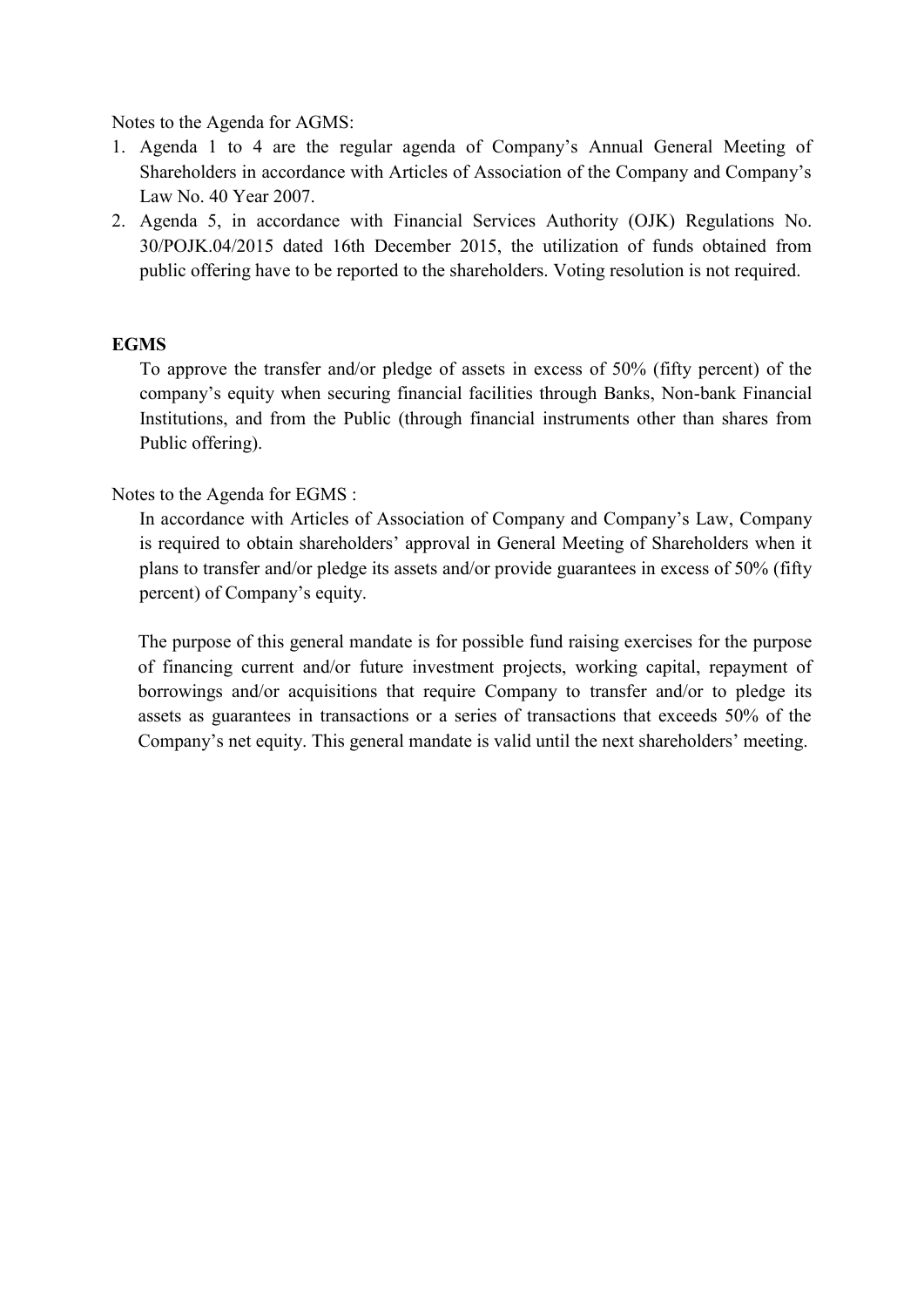Notes to the Agenda for AGMS:

1. Agenda 1 to 4 are the regular agenda of Company's Annual General Meeting of Shareholders in accordance with Articles of Association of the Company and Company's Law No. 40 Year 2007.
2. Agenda 5, in accordance with Financial Services Authority (OJK) Regulations No. 30/POJK.04/2015 dated 16th December 2015, the utilization of funds obtained from public offering have to be reported to the shareholders. Voting resolution is not required.

**EGMS**

To approve the transfer and/or pledge of assets in excess of 50% (fifty percent) of the company's equity when securing financial facilities through Banks, Non-bank Financial Institutions, and from the Public (through financial instruments other than shares from Public offering).

Notes to the Agenda for EGMS :

In accordance with Articles of Association of Company and Company's Law, Company is required to obtain shareholders' approval in General Meeting of Shareholders when it plans to transfer and/or pledge its assets and/or provide guarantees in excess of 50% (fifty percent) of Company's equity.

The purpose of this general mandate is for possible fund raising exercises for the purpose of financing current and/or future investment projects, working capital, repayment of borrowings and/or acquisitions that require Company to transfer and/or to pledge its assets as guarantees in transactions or a series of transactions that exceeds 50% of the Company's net equity. This general mandate is valid until the next shareholders' meeting.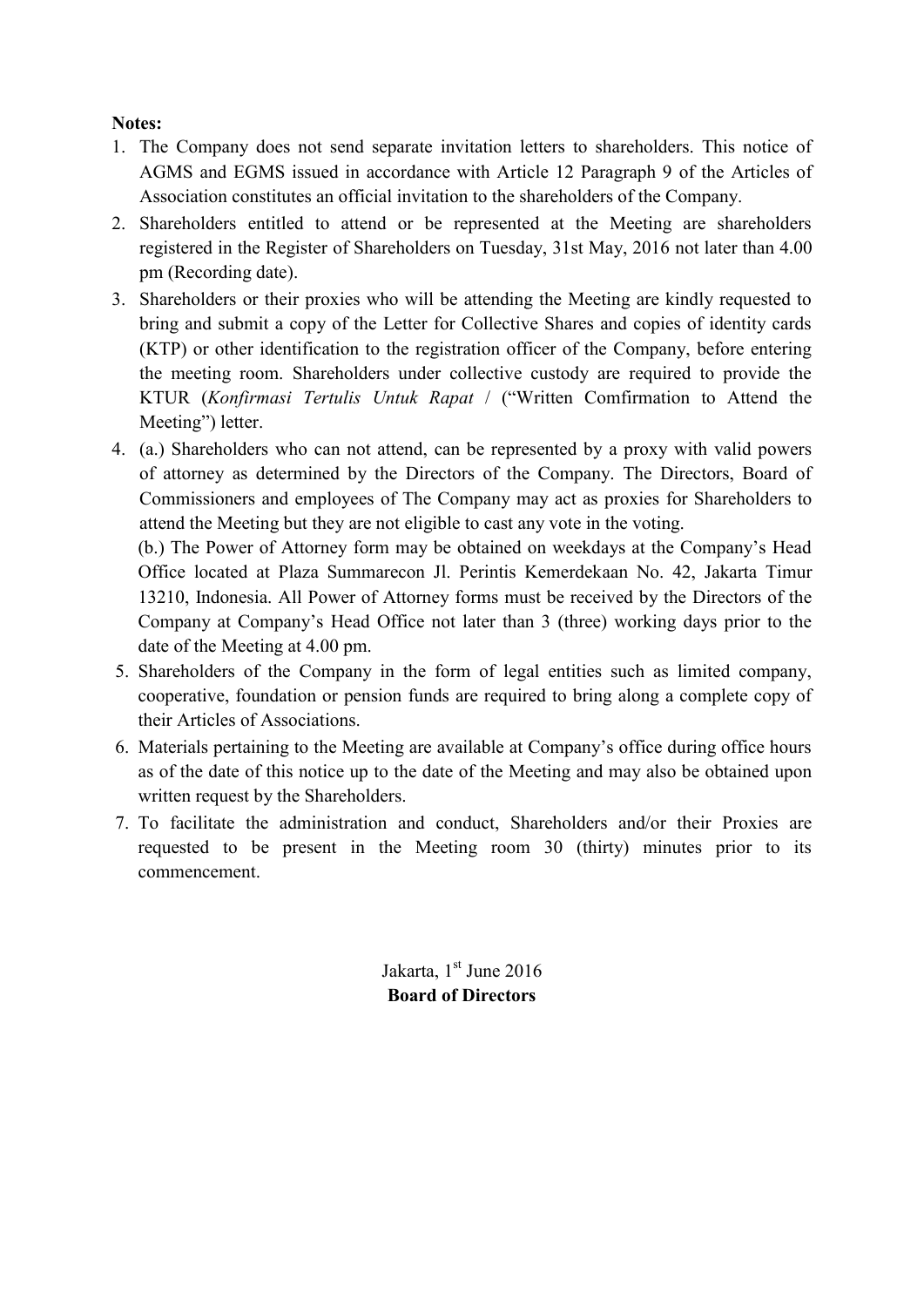**Notes:**

1. The Company does not send separate invitation letters to shareholders. This notice of AGMS and EGMS issued in accordance with Article 12 Paragraph 9 of the Articles of Association constitutes an official invitation to the shareholders of the Company.
2. Shareholders entitled to attend or be represented at the Meeting are shareholders registered in the Register of Shareholders on Tuesday, 31st May, 2016 not later than 4.00 pm (Recording date).
3. Shareholders or their proxies who will be attending the Meeting are kindly requested to bring and submit a copy of the Letter for Collective Shares and copies of identity cards (KTP) or other identification to the registration officer of the Company, before entering the meeting room. Shareholders under collective custody are required to provide the KTUR (*Konfirmasi Tertulis Untuk Rapat* / ("Written Comfirmation to Attend the Meeting") letter.
4. (a.) Shareholders who can not attend, can be represented by a proxy with valid powers of attorney as determined by the Directors of the Company. The Directors, Board of Commissioners and employees of The Company may act as proxies for Shareholders to attend the Meeting but they are not eligible to cast any vote in the voting.

   (b.) The Power of Attorney form may be obtained on weekdays at the Company's Head Office located at Plaza Summarecon Jl. Perintis Kemerdekaan No. 42, Jakarta Timur 13210, Indonesia. All Power of Attorney forms must be received by the Directors of the Company at Company's Head Office not later than 3 (three) working days prior to the date of the Meeting at 4.00 pm.
5. Shareholders of the Company in the form of legal entities such as limited company, cooperative, foundation or pension funds are required to bring along a complete copy of their Articles of Associations.
6. Materials pertaining to the Meeting are available at Company's office during office hours as of the date of this notice up to the date of the Meeting and may also be obtained upon written request by the Shareholders.
7. To facilitate the administration and conduct, Shareholders and/or their Proxies are requested to be present in the Meeting room 30 (thirty) minutes prior to its commencement.

Jakarta, 1st June 2016

**Board of Directors**